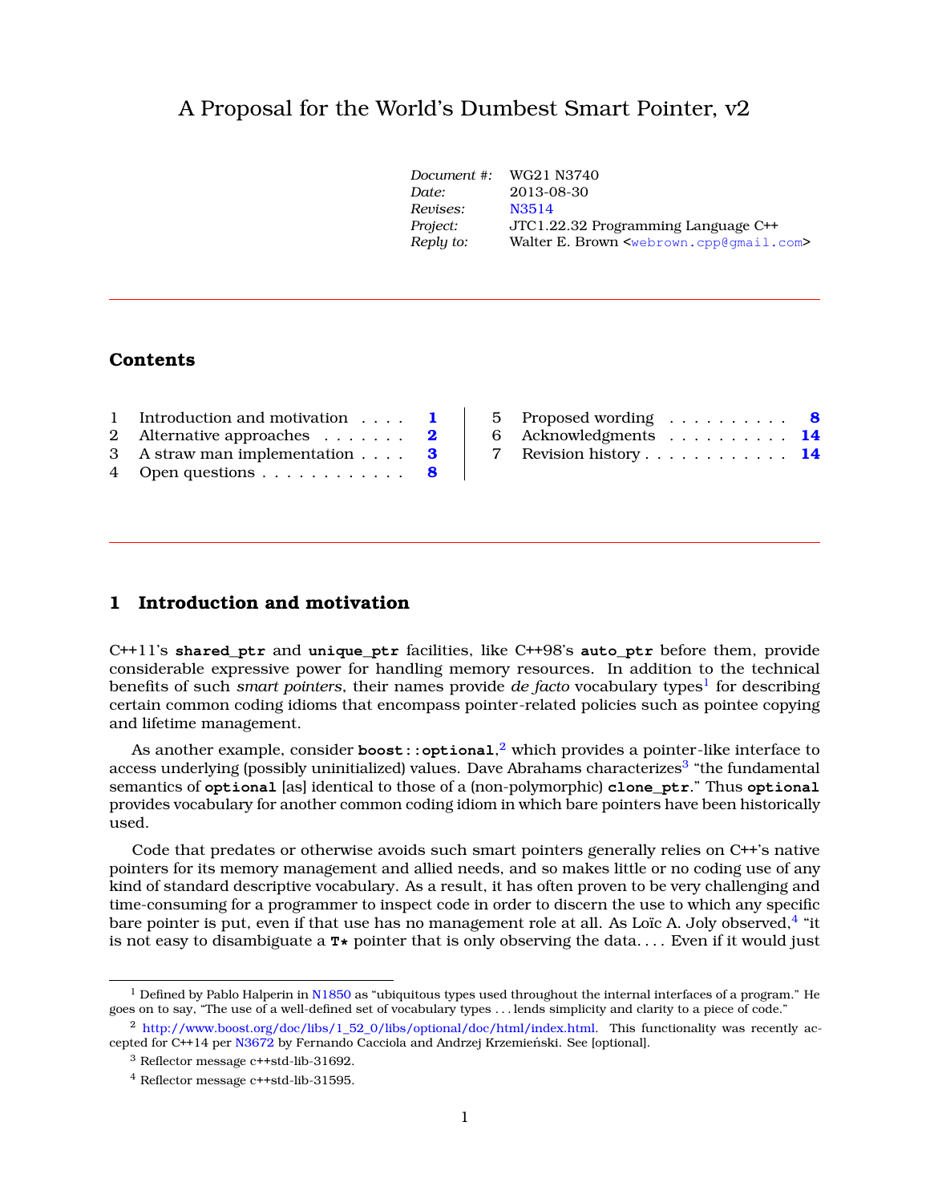# A Proposal for the World's Dumbest Smart Pointer, v2

| | |
|---|---|
| *Document #:* | WG21 N3740 |
| *Date:* | 2013-08-30 |
| *Revises:* | N3514 |
| *Project:* | JTC1.22.32 Programming Language C++ |
| *Reply to:* | Walter E. Brown <webrown.cpp@gmail.com> |

## Contents

| | | |
|---|---|---|
| 1 | Introduction and motivation | 1 |
| 2 | Alternative approaches | 2 |
| 3 | A straw man implementation | 3 |
| 4 | Open questions | 8 |
| 5 | Proposed wording | 8 |
| 6 | Acknowledgments | 14 |
| 7 | Revision history | 14 |

## 1 Introduction and motivation

C++11's **`shared_ptr`** and **`unique_ptr`** facilities, like C++98's **`auto_ptr`** before them, provide considerable expressive power for handling memory resources. In addition to the technical benefits of such *smart pointers*, their names provide *de facto* vocabulary types[1] for describing certain common coding idioms that encompass pointer-related policies such as pointee copying and lifetime management.

As another example, consider **`boost::optional`**,[2] which provides a pointer-like interface to access underlying (possibly uninitialized) values. Dave Abrahams characterizes[3] "the fundamental semantics of **`optional`** [as] identical to those of a (non-polymorphic) **`clone_ptr`**." Thus **`optional`** provides vocabulary for another common coding idiom in which bare pointers have been historically used.

Code that predates or otherwise avoids such smart pointers generally relies on C++'s native pointers for its memory management and allied needs, and so makes little or no coding use of any kind of standard descriptive vocabulary. As a result, it has often proven to be very challenging and time-consuming for a programmer to inspect code in order to discern the use to which any specific bare pointer is put, even if that use has no management role at all. As Loïc A. Joly observed,[4] "it is not easy to disambiguate a **`T*`** pointer that is only observing the data. . . . Even if it would just

---

[1] Defined by Pablo Halperin in N1850 as "ubiquitous types used throughout the internal interfaces of a program." He goes on to say, "The use of a well-defined set of vocabulary types . . . lends simplicity and clarity to a piece of code."

[2] http://www.boost.org/doc/libs/1_52_0/libs/optional/doc/html/index.html. This functionality was recently accepted for C++14 per N3672 by Fernando Cacciola and Andrzej Krzemieński. See [optional].

[3] Reflector message c++std-lib-31692.

[4] Reflector message c++std-lib-31595.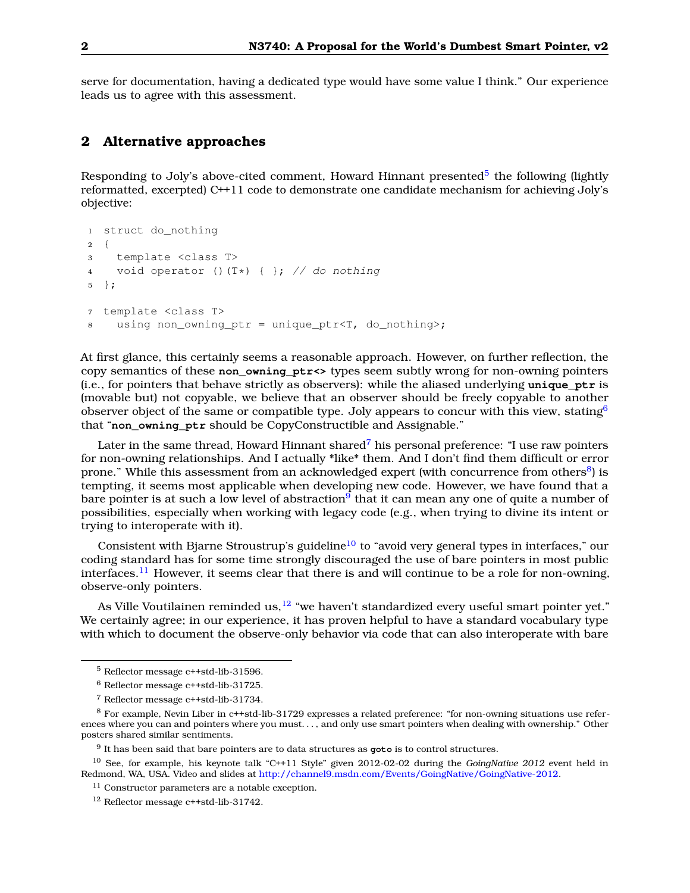serve for documentation, having a dedicated type would have some value I think." Our experience leads us to agree with this assessment.

## 2 Alternative approaches

Responding to Joly's above-cited comment, Howard Hinnant presented[5] the following (lightly reformatted, excerpted) C++11 code to demonstrate one candidate mechanism for achieving Joly's objective:

```
struct do_nothing
{
  template <class T>
  void operator ()(T*) { }; // do nothing
};

template <class T>
  using non_owning_ptr = unique_ptr<T, do_nothing>;
```

At first glance, this certainly seems a reasonable approach. However, on further reflection, the copy semantics of these **non_owning_ptr<>** types seem subtly wrong for non-owning pointers (i.e., for pointers that behave strictly as observers): while the aliased underlying **unique_ptr** is (movable but) not copyable, we believe that an observer should be freely copyable to another observer object of the same or compatible type. Joly appears to concur with this view, stating[6] that "**non_owning_ptr** should be CopyConstructible and Assignable."

Later in the same thread, Howard Hinnant shared[7] his personal preference: "I use raw pointers for non-owning relationships. And I actually *like* them. And I don't find them difficult or error prone." While this assessment from an acknowledged expert (with concurrence from others[8]) is tempting, it seems most applicable when developing new code. However, we have found that a bare pointer is at such a low level of abstraction[9] that it can mean any one of quite a number of possibilities, especially when working with legacy code (e.g., when trying to divine its intent or trying to interoperate with it).

Consistent with Bjarne Stroustrup's guideline[10] to "avoid very general types in interfaces," our coding standard has for some time strongly discouraged the use of bare pointers in most public interfaces.[11] However, it seems clear that there is and will continue to be a role for non-owning, observe-only pointers.

As Ville Voutilainen reminded us,[12] "we haven't standardized every useful smart pointer yet." We certainly agree; in our experience, it has proven helpful to have a standard vocabulary type with which to document the observe-only behavior via code that can also interoperate with bare

---

[5] Reflector message c++std-lib-31596.

[6] Reflector message c++std-lib-31725.

[7] Reflector message c++std-lib-31734.

[8] For example, Nevin Liber in c++std-lib-31729 expresses a related preference: "for non-owning situations use references where you can and pointers where you must. . . , and only use smart pointers when dealing with ownership." Other posters shared similar sentiments.

[9] It has been said that bare pointers are to data structures as **goto** is to control structures.

[10] See, for example, his keynote talk "C++11 Style" given 2012-02-02 during the *GoingNative 2012* event held in Redmond, WA, USA. Video and slides at http://channel9.msdn.com/Events/GoingNative/GoingNative-2012.

[11] Constructor parameters are a notable exception.

[12] Reflector message c++std-lib-31742.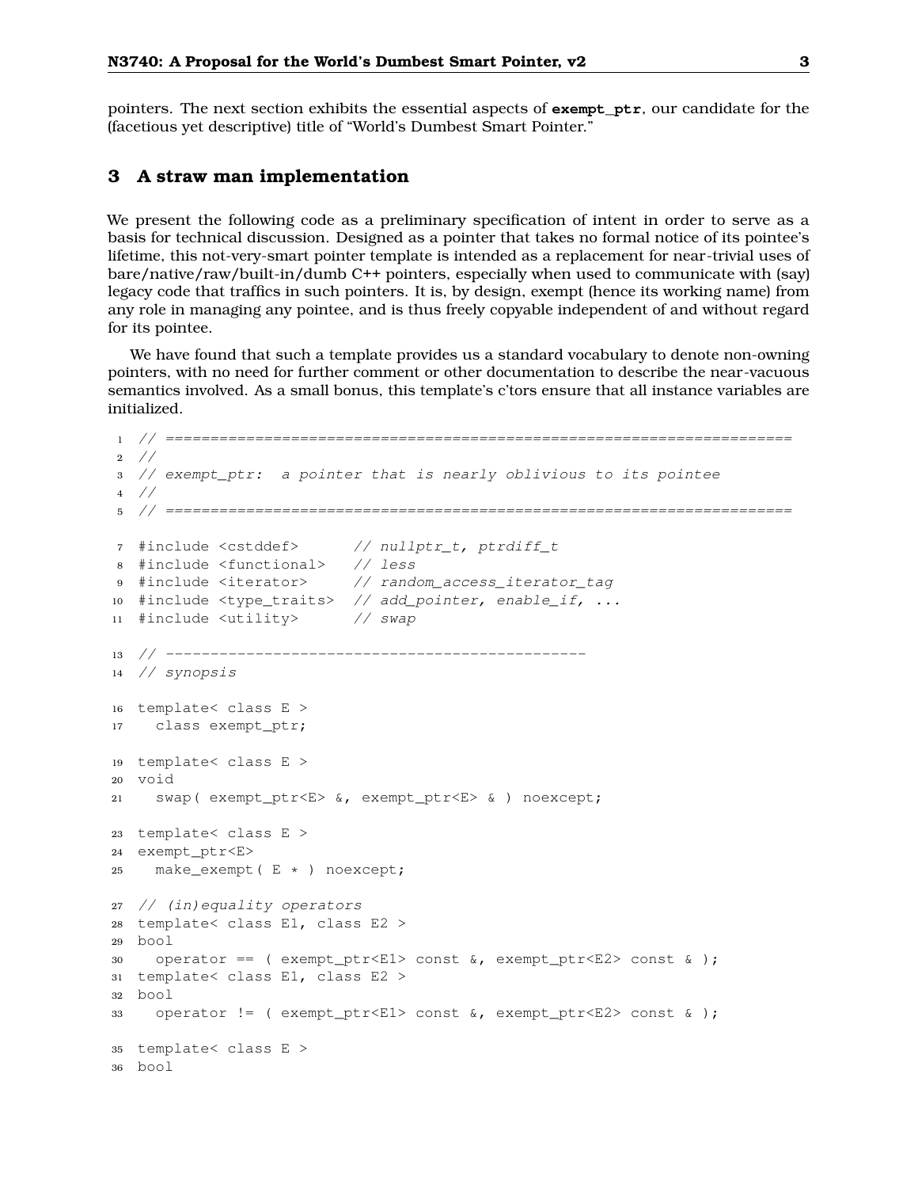pointers. The next section exhibits the essential aspects of **exempt_ptr**, our candidate for the (facetious yet descriptive) title of "World's Dumbest Smart Pointer."

## 3 A straw man implementation

We present the following code as a preliminary specification of intent in order to serve as a basis for technical discussion. Designed as a pointer that takes no formal notice of its pointee's lifetime, this not-very-smart pointer template is intended as a replacement for near-trivial uses of bare/native/raw/built-in/dumb C++ pointers, especially when used to communicate with (say) legacy code that traffics in such pointers. It is, by design, exempt (hence its working name) from any role in managing any pointee, and is thus freely copyable independent of and without regard for its pointee.

We have found that such a template provides us a standard vocabulary to denote non-owning pointers, with no need for further comment or other documentation to describe the near-vacuous semantics involved. As a small bonus, this template's c'tors ensure that all instance variables are initialized.

```
// ======================================================================
//
// exempt_ptr:  a pointer that is nearly oblivious to its pointee
//
// ======================================================================

#include <cstddef>      // nullptr_t, ptrdiff_t
#include <functional>   // less
#include <iterator>     // random_access_iterator_tag
#include <type_traits>  // add_pointer, enable_if, ...
#include <utility>      // swap

// -----------------------------------------------
// synopsis

template< class E >
  class exempt_ptr;

template< class E >
void
  swap( exempt_ptr<E> &, exempt_ptr<E> & ) noexcept;

template< class E >
exempt_ptr<E>
  make_exempt( E * ) noexcept;

// (in)equality operators
template< class E1, class E2 >
bool
  operator == ( exempt_ptr<E1> const &, exempt_ptr<E2> const & );
template< class E1, class E2 >
bool
  operator != ( exempt_ptr<E1> const &, exempt_ptr<E2> const & );

template< class E >
bool
```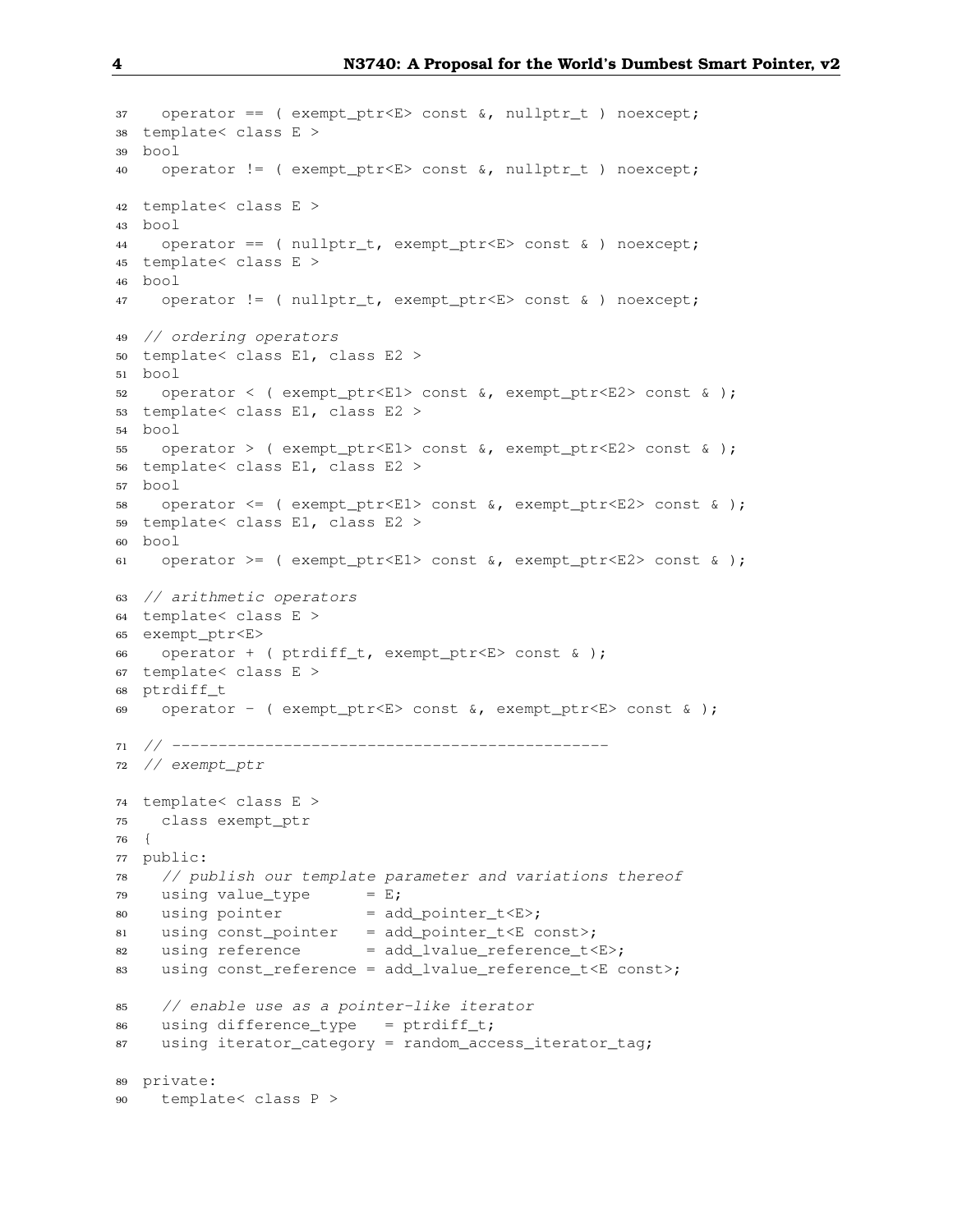```
37   operator == ( exempt_ptr<E> const &, nullptr_t ) noexcept;
38 template< class E >
39 bool
40   operator != ( exempt_ptr<E> const &, nullptr_t ) noexcept;

42 template< class E >
43 bool
44   operator == ( nullptr_t, exempt_ptr<E> const & ) noexcept;
45 template< class E >
46 bool
47   operator != ( nullptr_t, exempt_ptr<E> const & ) noexcept;

49 // ordering operators
50 template< class E1, class E2 >
51 bool
52   operator < ( exempt_ptr<E1> const &, exempt_ptr<E2> const & );
53 template< class E1, class E2 >
54 bool
55   operator > ( exempt_ptr<E1> const &, exempt_ptr<E2> const & );
56 template< class E1, class E2 >
57 bool
58   operator <= ( exempt_ptr<E1> const &, exempt_ptr<E2> const & );
59 template< class E1, class E2 >
60 bool
61   operator >= ( exempt_ptr<E1> const &, exempt_ptr<E2> const & );

63 // arithmetic operators
64 template< class E >
65 exempt_ptr<E>
66   operator + ( ptrdiff_t, exempt_ptr<E> const & );
67 template< class E >
68 ptrdiff_t
69   operator - ( exempt_ptr<E> const &, exempt_ptr<E> const & );

71 // ----------------------------------------------
72 // exempt_ptr

74 template< class E >
75   class exempt_ptr
76 {
77 public:
78   // publish our template parameter and variations thereof
79   using value_type      = E;
80   using pointer         = add_pointer_t<E>;
81   using const_pointer   = add_pointer_t<E const>;
82   using reference       = add_lvalue_reference_t<E>;
83   using const_reference = add_lvalue_reference_t<E const>;

85   // enable use as a pointer-like iterator
86   using difference_type   = ptrdiff_t;
87   using iterator_category = random_access_iterator_tag;

89 private:
90   template< class P >
```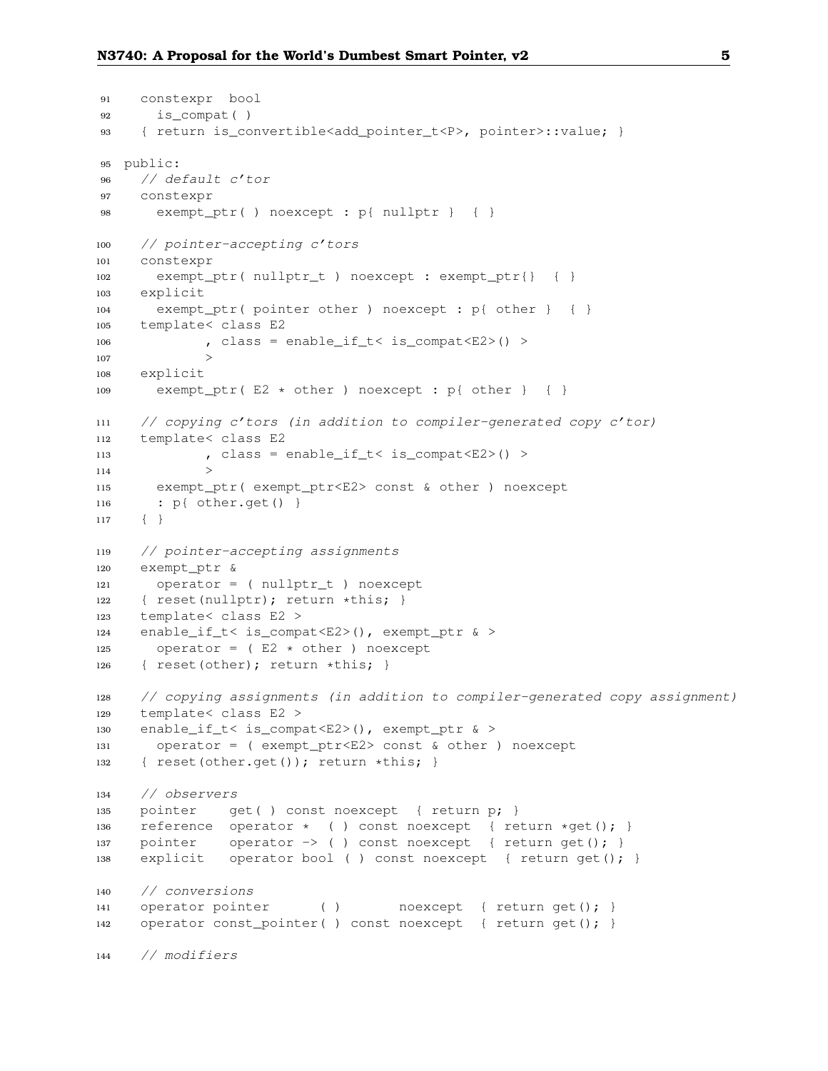```
91    constexpr  bool
92      is_compat( )
93    { return is_convertible<add_pointer_t<P>, pointer>::value; }

95  public:
96    // default c'tor
97    constexpr
98      exempt_ptr( ) noexcept : p{ nullptr }  { }

100   // pointer-accepting c'tors
101   constexpr
102     exempt_ptr( nullptr_t ) noexcept : exempt_ptr{}  { }
103   explicit
104     exempt_ptr( pointer other ) noexcept : p{ other }  { }
105   template< class E2
106           , class = enable_if_t< is_compat<E2>() >
107           >
108   explicit
109     exempt_ptr( E2 * other ) noexcept : p{ other }  { }

111   // copying c'tors (in addition to compiler-generated copy c'tor)
112   template< class E2
113           , class = enable_if_t< is_compat<E2>() >
114           >
115     exempt_ptr( exempt_ptr<E2> const & other ) noexcept
116     : p{ other.get() }
117   { }

119   // pointer-accepting assignments
120   exempt_ptr &
121     operator = ( nullptr_t ) noexcept
122   { reset(nullptr); return *this; }
123   template< class E2 >
124   enable_if_t< is_compat<E2>(), exempt_ptr & >
125     operator = ( E2 * other ) noexcept
126   { reset(other); return *this; }

128   // copying assignments (in addition to compiler-generated copy assignment)
129   template< class E2 >
130   enable_if_t< is_compat<E2>(), exempt_ptr & >
131     operator = ( exempt_ptr<E2> const & other ) noexcept
132   { reset(other.get()); return *this; }

134   // observers
135   pointer    get( ) const noexcept  { return p; }
136   reference  operator *  ( ) const noexcept  { return *get(); }
137   pointer    operator -> ( ) const noexcept  { return get(); }
138   explicit   operator bool ( ) const noexcept  { return get(); }

140   // conversions
141   operator pointer      ( )       noexcept  { return get(); }
142   operator const_pointer( ) const noexcept  { return get(); }

144   // modifiers
```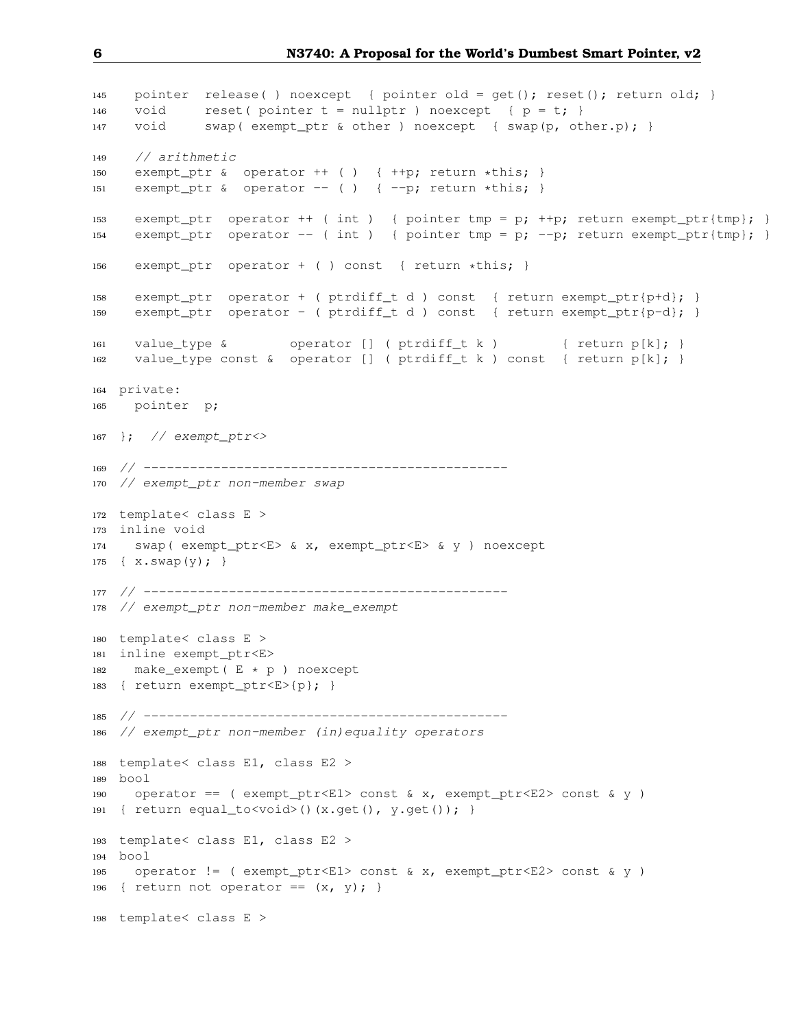```
145   pointer  release( ) noexcept  { pointer old = get(); reset(); return old; }
146   void     reset( pointer t = nullptr ) noexcept  { p = t; }
147   void     swap( exempt_ptr & other ) noexcept  { swap(p, other.p); }

149   // arithmetic
150   exempt_ptr &  operator ++ ( )  { ++p; return *this; }
151   exempt_ptr &  operator -- ( )  { --p; return *this; }

153   exempt_ptr  operator ++ ( int )  { pointer tmp = p; ++p; return exempt_ptr{tmp}; }
154   exempt_ptr  operator -- ( int )  { pointer tmp = p; --p; return exempt_ptr{tmp}; }

156   exempt_ptr  operator + ( ) const  { return *this; }

158   exempt_ptr  operator + ( ptrdiff_t d ) const  { return exempt_ptr{p+d}; }
159   exempt_ptr  operator - ( ptrdiff_t d ) const  { return exempt_ptr{p-d}; }

161   value_type &        operator [] ( ptrdiff_t k )        { return p[k]; }
162   value_type const &  operator [] ( ptrdiff_t k ) const  { return p[k]; }

164 private:
165   pointer  p;

167 };  // exempt_ptr<>

169 // -----------------------------------------------
170 // exempt_ptr non-member swap

172 template< class E >
173 inline void
174   swap( exempt_ptr<E> & x, exempt_ptr<E> & y ) noexcept
175 { x.swap(y); }

177 // -----------------------------------------------
178 // exempt_ptr non-member make_exempt

180 template< class E >
181 inline exempt_ptr<E>
182   make_exempt( E * p ) noexcept
183 { return exempt_ptr<E>{p}; }

185 // -----------------------------------------------
186 // exempt_ptr non-member (in)equality operators

188 template< class E1, class E2 >
189 bool
190   operator == ( exempt_ptr<E1> const & x, exempt_ptr<E2> const & y )
191 { return equal_to<void>()(x.get(), y.get()); }

193 template< class E1, class E2 >
194 bool
195   operator != ( exempt_ptr<E1> const & x, exempt_ptr<E2> const & y )
196 { return not operator == (x, y); }

198 template< class E >
```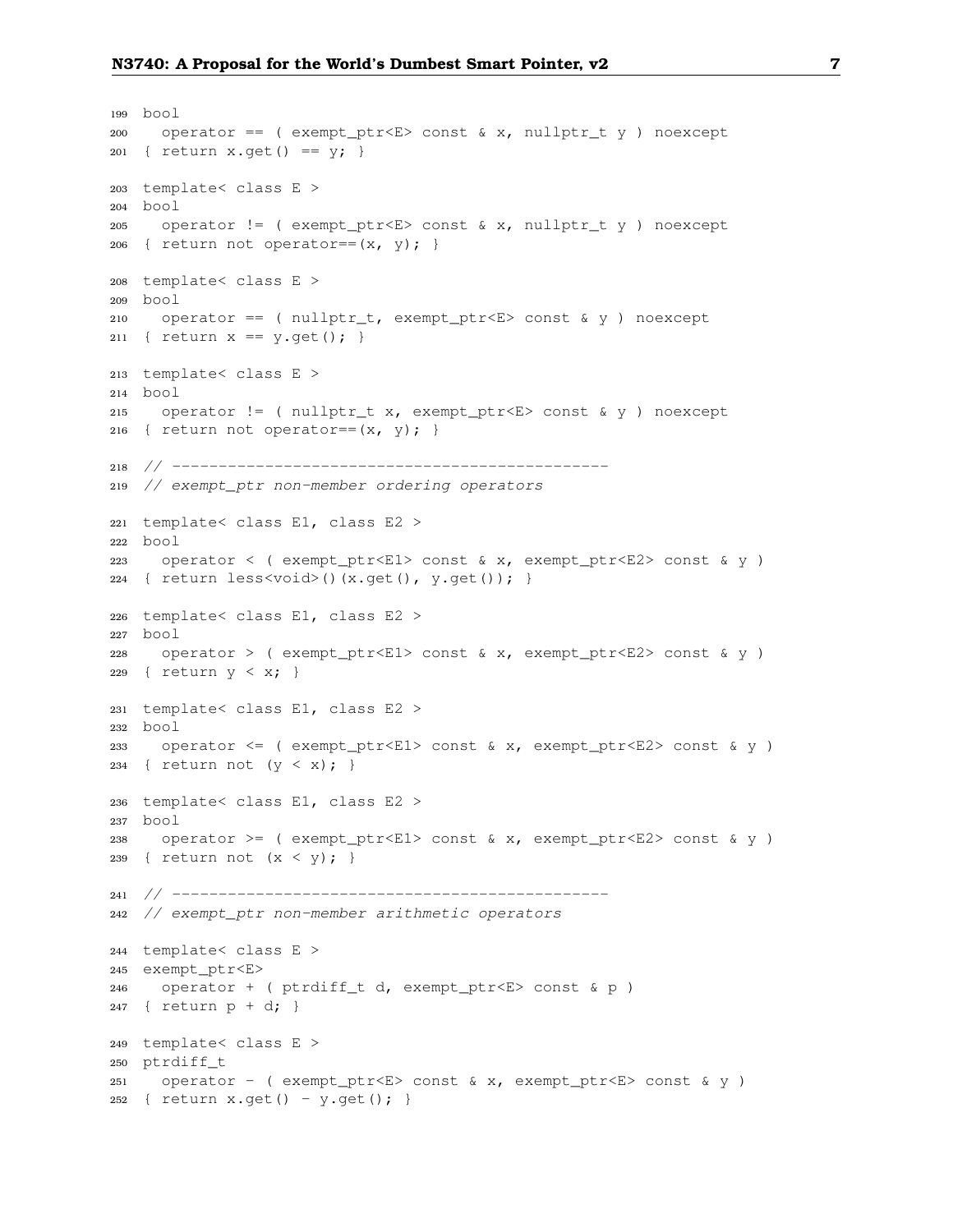```
199 bool
200   operator == ( exempt_ptr<E> const & x, nullptr_t y ) noexcept
201 { return x.get() == y; }

203 template< class E >
204 bool
205   operator != ( exempt_ptr<E> const & x, nullptr_t y ) noexcept
206 { return not operator==(x, y); }

208 template< class E >
209 bool
210   operator == ( nullptr_t, exempt_ptr<E> const & y ) noexcept
211 { return x == y.get(); }

213 template< class E >
214 bool
215   operator != ( nullptr_t x, exempt_ptr<E> const & y ) noexcept
216 { return not operator==(x, y); }

218 // -----------------------------------------------
219 // exempt_ptr non-member ordering operators

221 template< class E1, class E2 >
222 bool
223   operator < ( exempt_ptr<E1> const & x, exempt_ptr<E2> const & y )
224 { return less<void>()(x.get(), y.get()); }

226 template< class E1, class E2 >
227 bool
228   operator > ( exempt_ptr<E1> const & x, exempt_ptr<E2> const & y )
229 { return y < x; }

231 template< class E1, class E2 >
232 bool
233   operator <= ( exempt_ptr<E1> const & x, exempt_ptr<E2> const & y )
234 { return not (y < x); }

236 template< class E1, class E2 >
237 bool
238   operator >= ( exempt_ptr<E1> const & x, exempt_ptr<E2> const & y )
239 { return not (x < y); }

241 // -----------------------------------------------
242 // exempt_ptr non-member arithmetic operators

244 template< class E >
245 exempt_ptr<E>
246   operator + ( ptrdiff_t d, exempt_ptr<E> const & p )
247 { return p + d; }

249 template< class E >
250 ptrdiff_t
251   operator - ( exempt_ptr<E> const & x, exempt_ptr<E> const & y )
252 { return x.get() - y.get(); }
```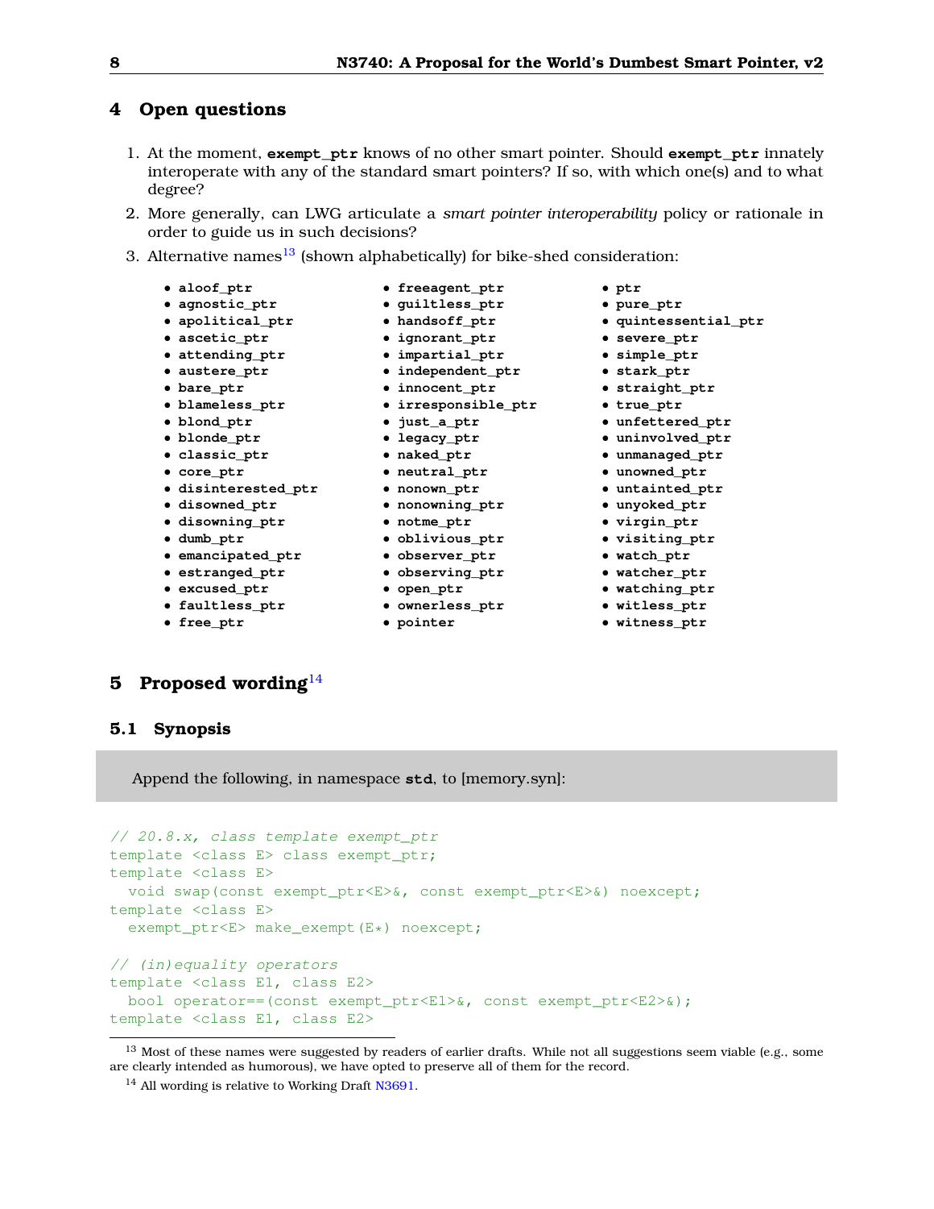## 4 Open questions

1. At the moment, **exempt_ptr** knows of no other smart pointer. Should **exempt_ptr** innately interoperate with any of the standard smart pointers? If so, with which one(s) and to what degree?
2. More generally, can LWG articulate a *smart pointer interoperability* policy or rationale in order to guide us in such decisions?
3. Alternative names[13] (shown alphabetically) for bike-shed consideration:

- **aloof_ptr**
- **agnostic_ptr**
- **apolitical_ptr**
- **ascetic_ptr**
- **attending_ptr**
- **austere_ptr**
- **bare_ptr**
- **blameless_ptr**
- **blond_ptr**
- **blonde_ptr**
- **classic_ptr**
- **core_ptr**
- **disinterested_ptr**
- **disowned_ptr**
- **disowning_ptr**
- **dumb_ptr**
- **emancipated_ptr**
- **estranged_ptr**
- **excused_ptr**
- **faultless_ptr**
- **free_ptr**
- **freeagent_ptr**
- **guiltless_ptr**
- **handsoff_ptr**
- **ignorant_ptr**
- **impartial_ptr**
- **independent_ptr**
- **innocent_ptr**
- **irresponsible_ptr**
- **just_a_ptr**
- **legacy_ptr**
- **naked_ptr**
- **neutral_ptr**
- **nonown_ptr**
- **nonowning_ptr**
- **notme_ptr**
- **oblivious_ptr**
- **observer_ptr**
- **observing_ptr**
- **open_ptr**
- **ownerless_ptr**
- **pointer**
- **ptr**
- **pure_ptr**
- **quintessential_ptr**
- **severe_ptr**
- **simple_ptr**
- **stark_ptr**
- **straight_ptr**
- **true_ptr**
- **unfettered_ptr**
- **uninvolved_ptr**
- **unmanaged_ptr**
- **unowned_ptr**
- **untainted_ptr**
- **unyoked_ptr**
- **virgin_ptr**
- **visiting_ptr**
- **watch_ptr**
- **watcher_ptr**
- **watching_ptr**
- **witless_ptr**
- **witness_ptr**

## 5 Proposed wording[14]

### 5.1 Synopsis

Append the following, in namespace **std**, to [memory.syn]:

```
// 20.8.x, class template exempt_ptr
template <class E> class exempt_ptr;
template <class E>
  void swap(const exempt_ptr<E>&, const exempt_ptr<E>&) noexcept;
template <class E>
  exempt_ptr<E> make_exempt(E*) noexcept;

// (in)equality operators
template <class E1, class E2>
  bool operator==(const exempt_ptr<E1>&, const exempt_ptr<E2>&);
template <class E1, class E2>
```

[13] Most of these names were suggested by readers of earlier drafts. While not all suggestions seem viable (e.g., some are clearly intended as humorous), we have opted to preserve all of them for the record.

[14] All wording is relative to Working Draft N3691.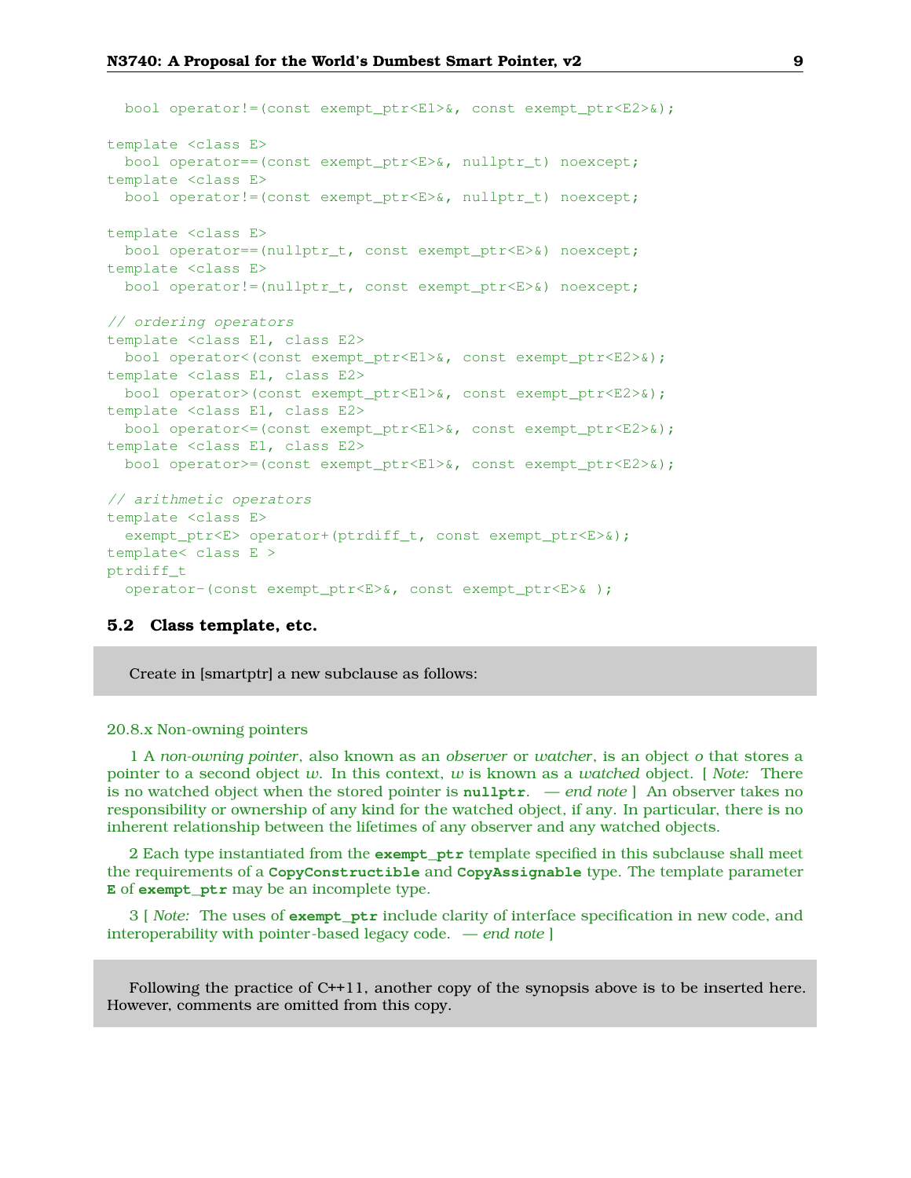```
  bool operator!=(const exempt_ptr<E1>&, const exempt_ptr<E2>&);

template <class E>
  bool operator==(const exempt_ptr<E>&, nullptr_t) noexcept;
template <class E>
  bool operator!=(const exempt_ptr<E>&, nullptr_t) noexcept;

template <class E>
  bool operator==(nullptr_t, const exempt_ptr<E>&) noexcept;
template <class E>
  bool operator!=(nullptr_t, const exempt_ptr<E>&) noexcept;

// ordering operators
template <class E1, class E2>
  bool operator<(const exempt_ptr<E1>&, const exempt_ptr<E2>&);
template <class E1, class E2>
  bool operator>(const exempt_ptr<E1>&, const exempt_ptr<E2>&);
template <class E1, class E2>
  bool operator<=(const exempt_ptr<E1>&, const exempt_ptr<E2>&);
template <class E1, class E2>
  bool operator>=(const exempt_ptr<E1>&, const exempt_ptr<E2>&);

// arithmetic operators
template <class E>
  exempt_ptr<E> operator+(ptrdiff_t, const exempt_ptr<E>&);
template< class E >
ptrdiff_t
  operator-(const exempt_ptr<E>&, const exempt_ptr<E>& );
```

## 5.2 Class template, etc.

Create in [smartptr] a new subclause as follows:

20.8.x Non-owning pointers

1 A *non-owning pointer*, also known as an *observer* or *watcher*, is an object *o* that stores a pointer to a second object *w*. In this context, *w* is known as a *watched* object. [ *Note:* There is no watched object when the stored pointer is **nullptr**. — *end note* ] An observer takes no responsibility or ownership of any kind for the watched object, if any. In particular, there is no inherent relationship between the lifetimes of any observer and any watched objects.

2 Each type instantiated from the **exempt_ptr** template specified in this subclause shall meet the requirements of a **CopyConstructible** and **CopyAssignable** type. The template parameter **E** of **exempt_ptr** may be an incomplete type.

3 [ *Note:* The uses of **exempt_ptr** include clarity of interface specification in new code, and interoperability with pointer-based legacy code. — *end note* ]

Following the practice of C++11, another copy of the synopsis above is to be inserted here. However, comments are omitted from this copy.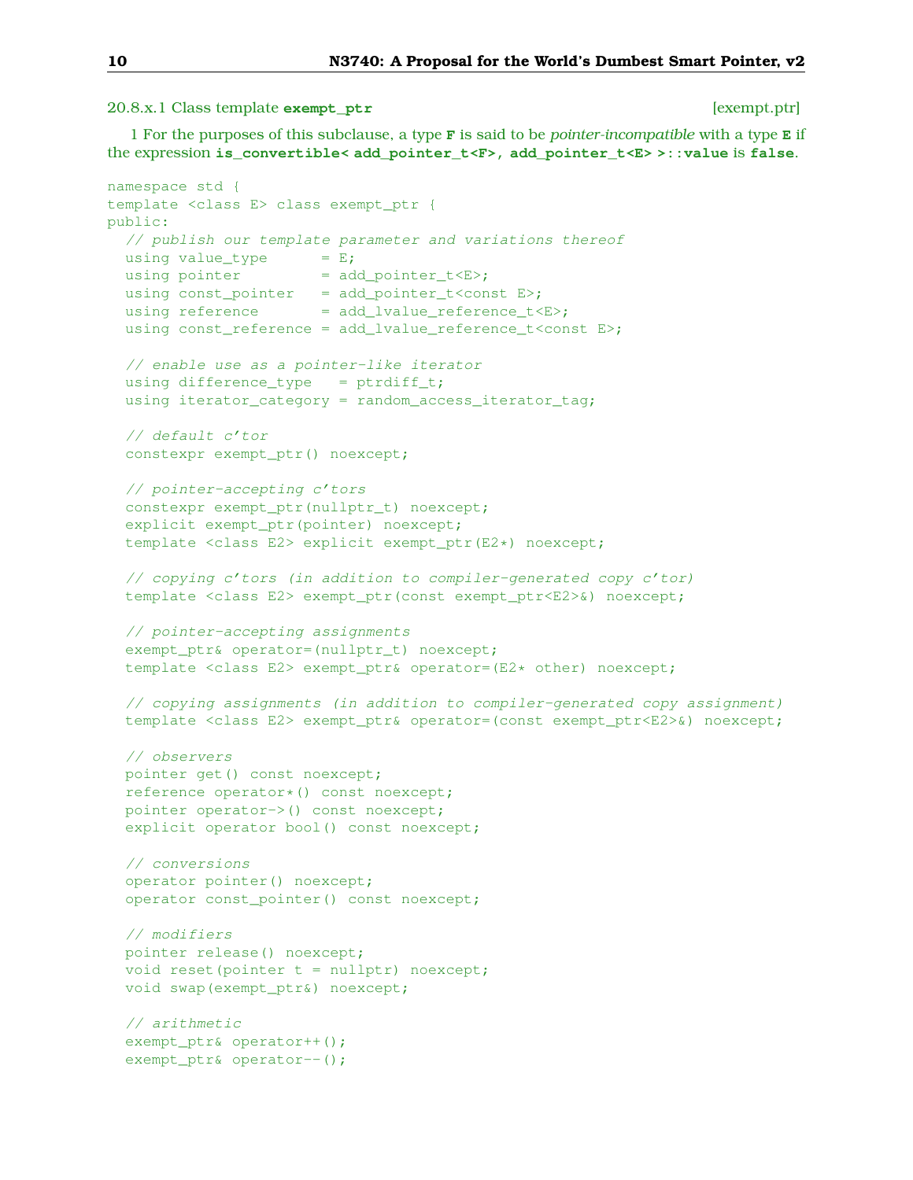### 20.8.x.1 Class template `exempt_ptr` [exempt.ptr]

1 For the purposes of this subclause, a type **F** is said to be *pointer-incompatible* with a type **E** if the expression `is_convertible< add_pointer_t<F>, add_pointer_t<E> >::value` is `false`.

```
namespace std {
template <class E> class exempt_ptr {
public:
  // publish our template parameter and variations thereof
  using value_type      = E;
  using pointer         = add_pointer_t<E>;
  using const_pointer   = add_pointer_t<const E>;
  using reference       = add_lvalue_reference_t<E>;
  using const_reference = add_lvalue_reference_t<const E>;

  // enable use as a pointer-like iterator
  using difference_type   = ptrdiff_t;
  using iterator_category = random_access_iterator_tag;

  // default c'tor
  constexpr exempt_ptr() noexcept;

  // pointer-accepting c'tors
  constexpr exempt_ptr(nullptr_t) noexcept;
  explicit exempt_ptr(pointer) noexcept;
  template <class E2> explicit exempt_ptr(E2*) noexcept;

  // copying c'tors (in addition to compiler-generated copy c'tor)
  template <class E2> exempt_ptr(const exempt_ptr<E2>&) noexcept;

  // pointer-accepting assignments
  exempt_ptr& operator=(nullptr_t) noexcept;
  template <class E2> exempt_ptr& operator=(E2* other) noexcept;

  // copying assignments (in addition to compiler-generated copy assignment)
  template <class E2> exempt_ptr& operator=(const exempt_ptr<E2>&) noexcept;

  // observers
  pointer get() const noexcept;
  reference operator*() const noexcept;
  pointer operator->() const noexcept;
  explicit operator bool() const noexcept;

  // conversions
  operator pointer() noexcept;
  operator const_pointer() const noexcept;

  // modifiers
  pointer release() noexcept;
  void reset(pointer t = nullptr) noexcept;
  void swap(exempt_ptr&) noexcept;

  // arithmetic
  exempt_ptr& operator++();
  exempt_ptr& operator--();
```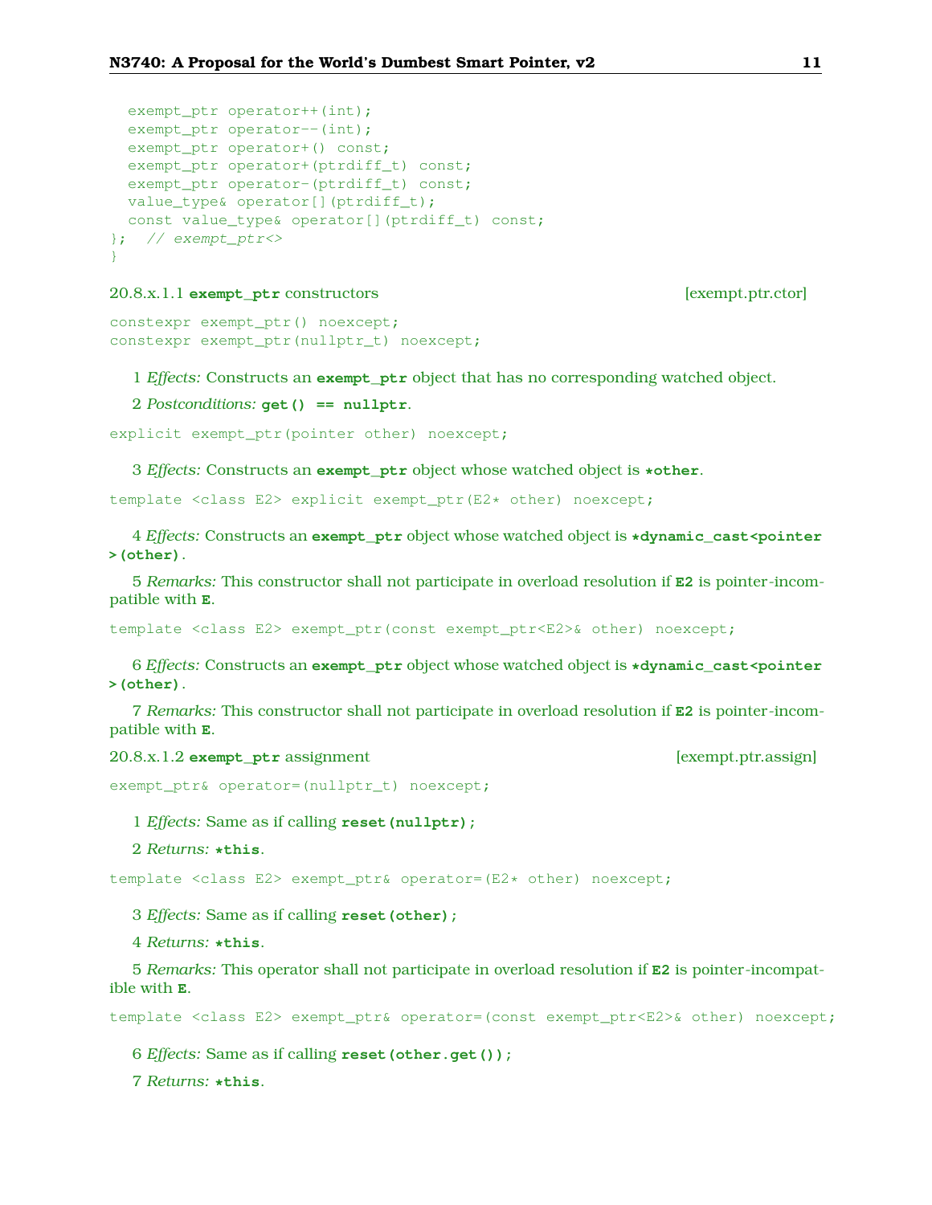```
  exempt_ptr operator++(int);
  exempt_ptr operator--(int);
  exempt_ptr operator+() const;
  exempt_ptr operator+(ptrdiff_t) const;
  exempt_ptr operator-(ptrdiff_t) const;
  value_type& operator[](ptrdiff_t);
  const value_type& operator[](ptrdiff_t) const;
};  // exempt_ptr<>
}
```

### 20.8.x.1.1 `exempt_ptr` constructors [exempt.ptr.ctor]

```
constexpr exempt_ptr() noexcept;
constexpr exempt_ptr(nullptr_t) noexcept;
```

1 *Effects:* Constructs an **`exempt_ptr`** object that has no corresponding watched object.

2 *Postconditions:* **`get() == nullptr`**.

```
explicit exempt_ptr(pointer other) noexcept;
```

3 *Effects:* Constructs an **`exempt_ptr`** object whose watched object is **`*other`**.

```
template <class E2> explicit exempt_ptr(E2* other) noexcept;
```

4 *Effects:* Constructs an **`exempt_ptr`** object whose watched object is **`*dynamic_cast<pointer>(other)`**.

5 *Remarks:* This constructor shall not participate in overload resolution if **`E2`** is pointer-incompatible with **`E`**.

```
template <class E2> exempt_ptr(const exempt_ptr<E2>& other) noexcept;
```

6 *Effects:* Constructs an **`exempt_ptr`** object whose watched object is **`*dynamic_cast<pointer>(other)`**.

7 *Remarks:* This constructor shall not participate in overload resolution if **`E2`** is pointer-incompatible with **`E`**.

### 20.8.x.1.2 `exempt_ptr` assignment [exempt.ptr.assign]

```
exempt_ptr& operator=(nullptr_t) noexcept;
```

1 *Effects:* Same as if calling **`reset(nullptr);`**

2 *Returns:* **`*this`**.

```
template <class E2> exempt_ptr& operator=(E2* other) noexcept;
```

3 *Effects:* Same as if calling **`reset(other);`**

4 *Returns:* **`*this`**.

5 *Remarks:* This operator shall not participate in overload resolution if **`E2`** is pointer-incompatible with **`E`**.

```
template <class E2> exempt_ptr& operator=(const exempt_ptr<E2>& other) noexcept;
```

6 *Effects:* Same as if calling **`reset(other.get());`**

7 *Returns:* **`*this`**.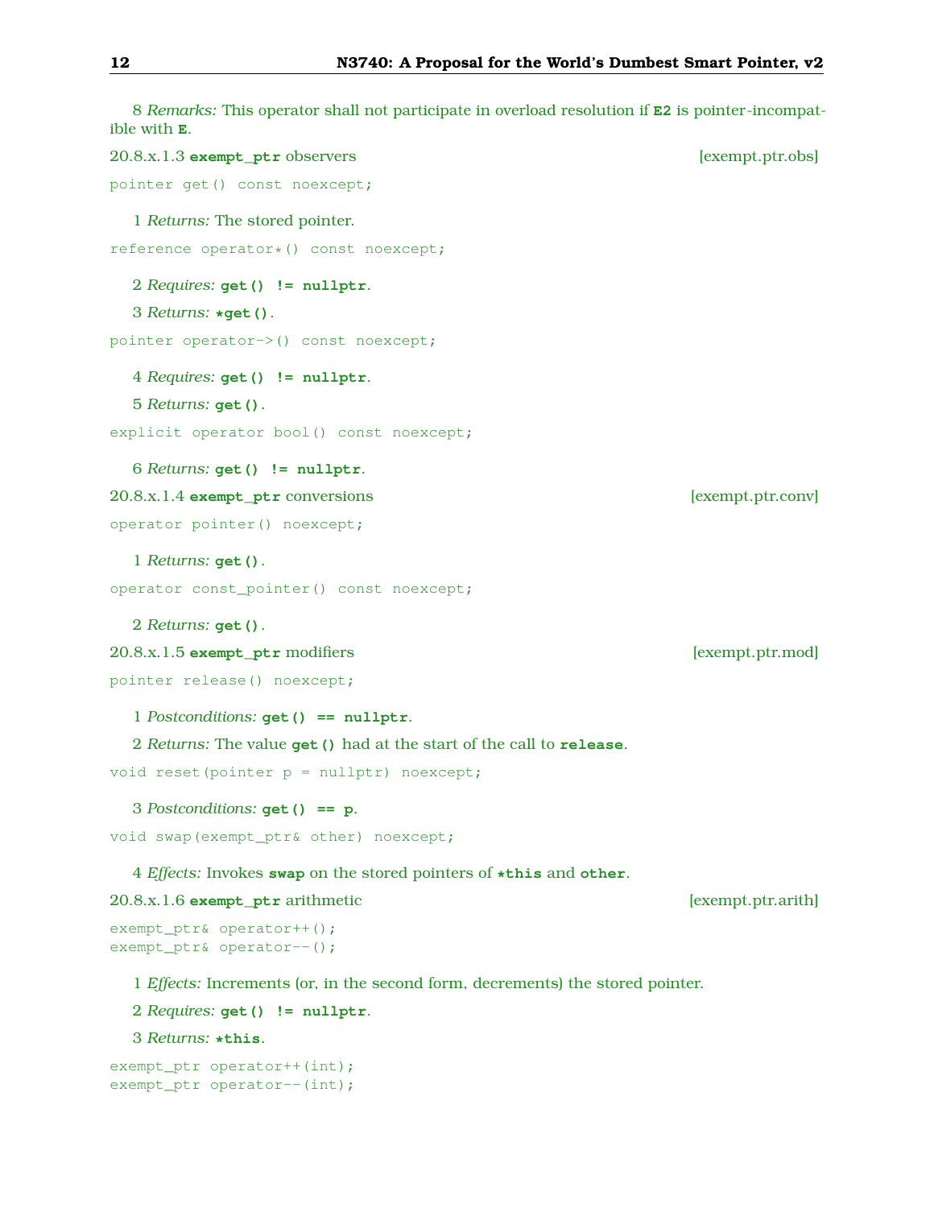8 *Remarks:* This operator shall not participate in overload resolution if **E2** is pointer-incompatible with **E**.

### 20.8.x.1.3 **exempt_ptr** observers [exempt.ptr.obs]

```
pointer get() const noexcept;
```

1 *Returns:* The stored pointer.

```
reference operator*() const noexcept;
```

2 *Requires:* **get() != nullptr**.

3 *Returns:* ***get()**.

```
pointer operator->() const noexcept;
```

4 *Requires:* **get() != nullptr**.

5 *Returns:* **get()**.

```
explicit operator bool() const noexcept;
```

6 *Returns:* **get() != nullptr**.

### 20.8.x.1.4 **exempt_ptr** conversions [exempt.ptr.conv]

```
operator pointer() noexcept;
```

1 *Returns:* **get()**.

```
operator const_pointer() const noexcept;
```

2 *Returns:* **get()**.

### 20.8.x.1.5 **exempt_ptr** modifiers [exempt.ptr.mod]

```
pointer release() noexcept;
```

1 *Postconditions:* **get() == nullptr**.

2 *Returns:* The value **get()** had at the start of the call to **release**.

```
void reset(pointer p = nullptr) noexcept;
```

3 *Postconditions:* **get() == p**.

```
void swap(exempt_ptr& other) noexcept;
```

4 *Effects:* Invokes **swap** on the stored pointers of ***this** and **other**.

### 20.8.x.1.6 **exempt_ptr** arithmetic [exempt.ptr.arith]

```
exempt_ptr& operator++();
exempt_ptr& operator--();
```

1 *Effects:* Increments (or, in the second form, decrements) the stored pointer.

2 *Requires:* **get() != nullptr**.

3 *Returns:* ***this**.

```
exempt_ptr operator++(int);
exempt_ptr operator--(int);
```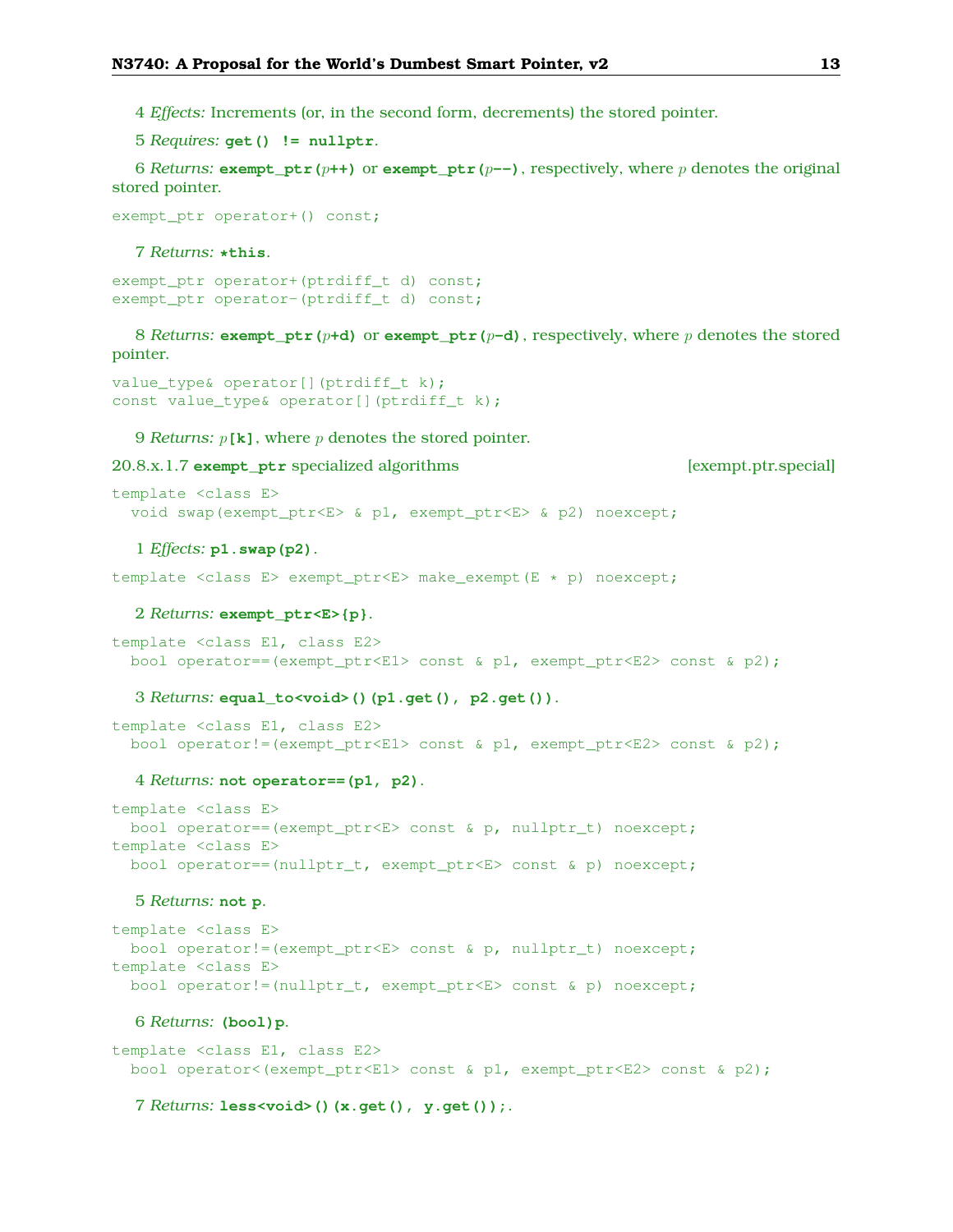4 *Effects:* Increments (or, in the second form, decrements) the stored pointer.

5 *Requires:* **get() != nullptr**.

6 *Returns:* **exempt_ptr(***p***++)** or **exempt_ptr(***p***--)**, respectively, where *p* denotes the original stored pointer.

```
exempt_ptr operator+() const;
```

7 *Returns:* ***this**.

```
exempt_ptr operator+(ptrdiff_t d) const;
exempt_ptr operator-(ptrdiff_t d) const;
```

8 *Returns:* **exempt_ptr(***p***+d)** or **exempt_ptr(***p***-d)**, respectively, where *p* denotes the stored pointer.

```
value_type& operator[](ptrdiff_t k);
const value_type& operator[](ptrdiff_t k);
```

9 *Returns:* *p***[k]**, where *p* denotes the stored pointer.

### 20.8.x.1.7 exempt_ptr specialized algorithms [exempt.ptr.special]

```
template <class E>
  void swap(exempt_ptr<E> & p1, exempt_ptr<E> & p2) noexcept;
```

1 *Effects:* **p1.swap(p2)**.

```
template <class E> exempt_ptr<E> make_exempt(E * p) noexcept;
```

2 *Returns:* **exempt_ptr<E>{p}**.

```
template <class E1, class E2>
  bool operator==(exempt_ptr<E1> const & p1, exempt_ptr<E2> const & p2);
```

3 *Returns:* **equal_to<void>()(p1.get(), p2.get())**.

```
template <class E1, class E2>
  bool operator!=(exempt_ptr<E1> const & p1, exempt_ptr<E2> const & p2);
```

4 *Returns:* **not operator==(p1, p2)**.

```
template <class E>
  bool operator==(exempt_ptr<E> const & p, nullptr_t) noexcept;
template <class E>
  bool operator==(nullptr_t, exempt_ptr<E> const & p) noexcept;
```

5 *Returns:* **not p**.

```
template <class E>
  bool operator!=(exempt_ptr<E> const & p, nullptr_t) noexcept;
template <class E>
  bool operator!=(nullptr_t, exempt_ptr<E> const & p) noexcept;
```

6 *Returns:* **(bool)p**.

```
template <class E1, class E2>
  bool operator<(exempt_ptr<E1> const & p1, exempt_ptr<E2> const & p2);
```

7 *Returns:* **less<void>()(x.get(), y.get());**.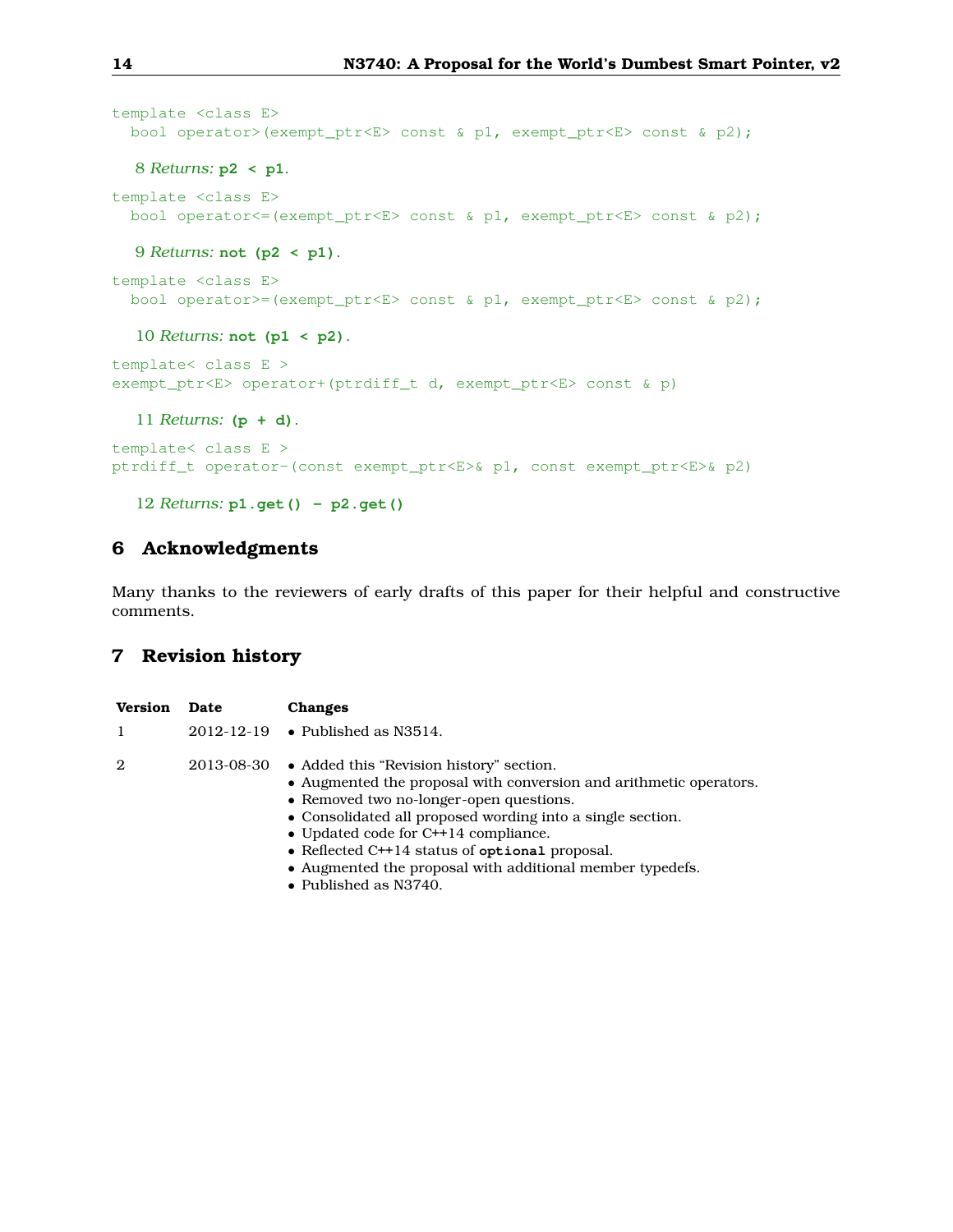```
template <class E>
  bool operator>(exempt_ptr<E> const & p1, exempt_ptr<E> const & p2);
```

8 *Returns:* **p2 < p1**.

```
template <class E>
  bool operator<=(exempt_ptr<E> const & p1, exempt_ptr<E> const & p2);
```

9 *Returns:* **not (p2 < p1)**.

```
template <class E>
  bool operator>=(exempt_ptr<E> const & p1, exempt_ptr<E> const & p2);
```

10 *Returns:* **not (p1 < p2)**.

```
template< class E >
exempt_ptr<E> operator+(ptrdiff_t d, exempt_ptr<E> const & p)
```

11 *Returns:* **(p + d)**.

```
template< class E >
ptrdiff_t operator-(const exempt_ptr<E>& p1, const exempt_ptr<E>& p2)
```

12 *Returns:* **p1.get() - p2.get()**

## 6 Acknowledgments

Many thanks to the reviewers of early drafts of this paper for their helpful and constructive comments.

## 7 Revision history

| Version | Date | Changes |
|---|---|---|
| 1 | 2012-12-19 | • Published as N3514. |
| 2 | 2013-08-30 | • Added this "Revision history" section.<br>• Augmented the proposal with conversion and arithmetic operators.<br>• Removed two no-longer-open questions.<br>• Consolidated all proposed wording into a single section.<br>• Updated code for C++14 compliance.<br>• Reflected C++14 status of **optional** proposal.<br>• Augmented the proposal with additional member typedefs.<br>• Published as N3740. |